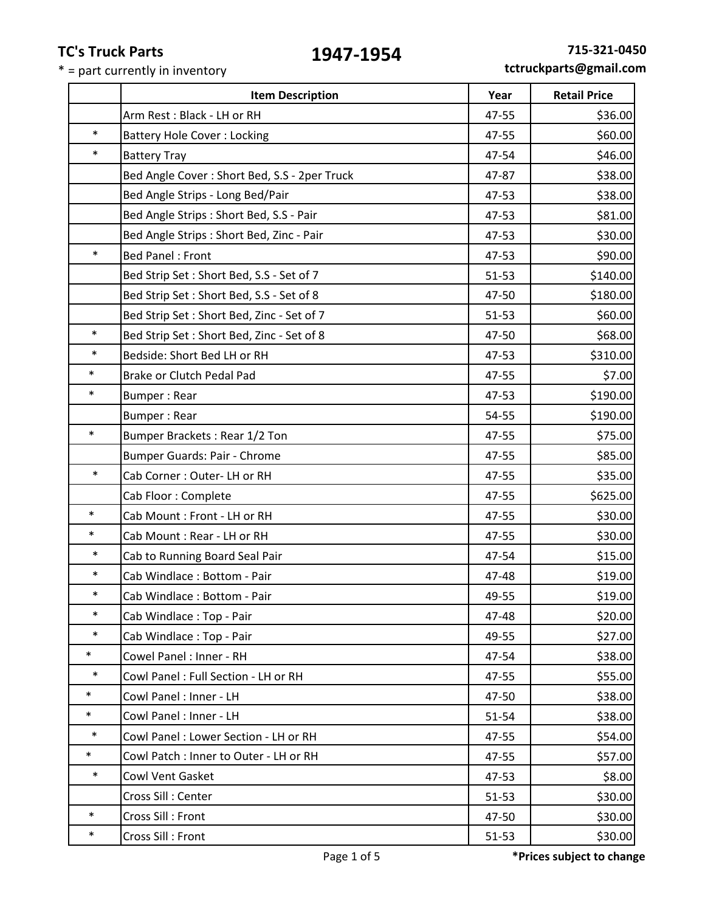**TC's Truck Parts**

* = part currently in inventory

# 1947-1954

**715-321-0450**
**tctruckparts@gmail.com**

| | Item Description | Year | Retail Price |
|---|---|---|---|
| | Arm Rest : Black - LH or RH | 47-55 | $36.00 |
| * | Battery Hole Cover : Locking | 47-55 | $60.00 |
| * | Battery Tray | 47-54 | $46.00 |
| | Bed Angle Cover : Short Bed, S.S - 2per Truck | 47-87 | $38.00 |
| | Bed Angle Strips - Long Bed/Pair | 47-53 | $38.00 |
| | Bed Angle Strips : Short Bed, S.S - Pair | 47-53 | $81.00 |
| | Bed Angle Strips : Short Bed, Zinc - Pair | 47-53 | $30.00 |
| * | Bed Panel : Front | 47-53 | $90.00 |
| | Bed Strip Set : Short Bed, S.S - Set of 7 | 51-53 | $140.00 |
| | Bed Strip Set : Short Bed, S.S - Set of 8 | 47-50 | $180.00 |
| | Bed Strip Set : Short Bed, Zinc - Set of 7 | 51-53 | $60.00 |
| * | Bed Strip Set : Short Bed, Zinc - Set of 8 | 47-50 | $68.00 |
| * | Bedside: Short Bed LH or RH | 47-53 | $310.00 |
| * | Brake or Clutch Pedal Pad | 47-55 | $7.00 |
| * | Bumper : Rear | 47-53 | $190.00 |
| | Bumper : Rear | 54-55 | $190.00 |
| * | Bumper Brackets : Rear 1/2 Ton | 47-55 | $75.00 |
| | Bumper Guards: Pair - Chrome | 47-55 | $85.00 |
| * | Cab Corner : Outer- LH or RH | 47-55 | $35.00 |
| | Cab Floor : Complete | 47-55 | $625.00 |
| * | Cab Mount : Front - LH or RH | 47-55 | $30.00 |
| * | Cab Mount : Rear - LH or RH | 47-55 | $30.00 |
| * | Cab to Running Board Seal Pair | 47-54 | $15.00 |
| * | Cab Windlace : Bottom - Pair | 47-48 | $19.00 |
| * | Cab Windlace : Bottom - Pair | 49-55 | $19.00 |
| * | Cab Windlace : Top - Pair | 47-48 | $20.00 |
| * | Cab Windlace : Top - Pair | 49-55 | $27.00 |
| * | Cowel Panel : Inner - RH | 47-54 | $38.00 |
| * | Cowl Panel : Full Section - LH or RH | 47-55 | $55.00 |
| * | Cowl Panel : Inner - LH | 47-50 | $38.00 |
| * | Cowl Panel : Inner - LH | 51-54 | $38.00 |
| * | Cowl Panel : Lower Section - LH or RH | 47-55 | $54.00 |
| * | Cowl Patch : Inner to Outer - LH or RH | 47-55 | $57.00 |
| * | Cowl Vent Gasket | 47-53 | $8.00 |
| | Cross Sill : Center | 51-53 | $30.00 |
| * | Cross Sill : Front | 47-50 | $30.00 |
| * | Cross Sill : Front | 51-53 | $30.00 |

**\*Prices subject to change**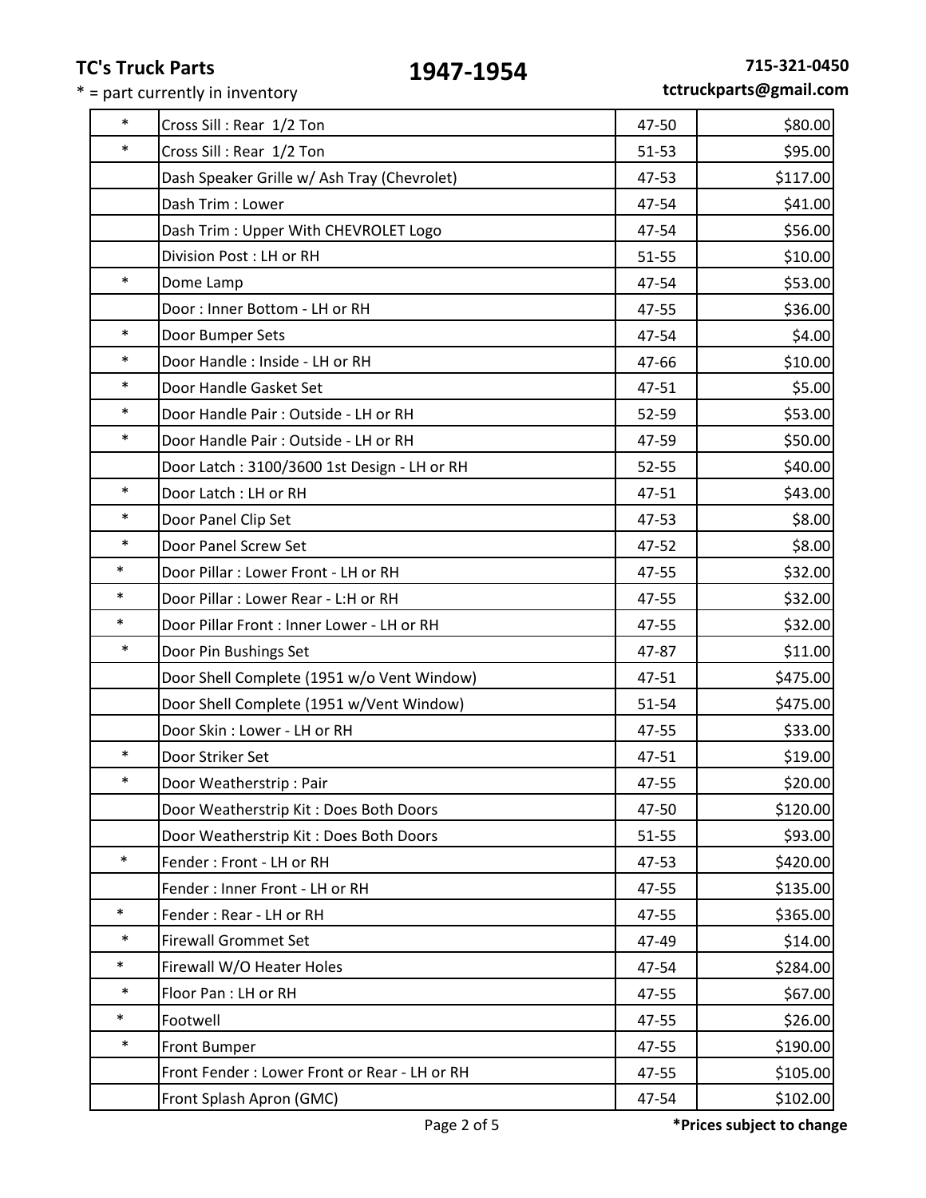**TC's Truck Parts**

# 1947-1954

\* = part currently in inventory

**715-321-0450**
**tctruckparts@gmail.com**

| | | | |
|---|---|---|---|
| * | Cross Sill : Rear 1/2 Ton | 47-50 | $80.00 |
| * | Cross Sill : Rear 1/2 Ton | 51-53 | $95.00 |
| | Dash Speaker Grille w/ Ash Tray (Chevrolet) | 47-53 | $117.00 |
| | Dash Trim : Lower | 47-54 | $41.00 |
| | Dash Trim : Upper With CHEVROLET Logo | 47-54 | $56.00 |
| | Division Post : LH or RH | 51-55 | $10.00 |
| * | Dome Lamp | 47-54 | $53.00 |
| | Door : Inner Bottom - LH or RH | 47-55 | $36.00 |
| * | Door Bumper Sets | 47-54 | $4.00 |
| * | Door Handle : Inside - LH or RH | 47-66 | $10.00 |
| * | Door Handle Gasket Set | 47-51 | $5.00 |
| * | Door Handle Pair : Outside - LH or RH | 52-59 | $53.00 |
| * | Door Handle Pair : Outside - LH or RH | 47-59 | $50.00 |
| | Door Latch : 3100/3600 1st Design - LH or RH | 52-55 | $40.00 |
| * | Door Latch : LH or RH | 47-51 | $43.00 |
| * | Door Panel Clip Set | 47-53 | $8.00 |
| * | Door Panel Screw Set | 47-52 | $8.00 |
| * | Door Pillar : Lower Front - LH or RH | 47-55 | $32.00 |
| * | Door Pillar : Lower Rear - L:H or RH | 47-55 | $32.00 |
| * | Door Pillar Front : Inner Lower - LH or RH | 47-55 | $32.00 |
| * | Door Pin Bushings Set | 47-87 | $11.00 |
| | Door Shell Complete (1951 w/o Vent Window) | 47-51 | $475.00 |
| | Door Shell Complete (1951 w/Vent Window) | 51-54 | $475.00 |
| | Door Skin : Lower - LH or RH | 47-55 | $33.00 |
| * | Door Striker Set | 47-51 | $19.00 |
| * | Door Weatherstrip : Pair | 47-55 | $20.00 |
| | Door Weatherstrip Kit : Does Both Doors | 47-50 | $120.00 |
| | Door Weatherstrip Kit : Does Both Doors | 51-55 | $93.00 |
| * | Fender : Front - LH or RH | 47-53 | $420.00 |
| | Fender : Inner Front - LH or RH | 47-55 | $135.00 |
| * | Fender : Rear - LH or RH | 47-55 | $365.00 |
| * | Firewall Grommet Set | 47-49 | $14.00 |
| * | Firewall W/O Heater Holes | 47-54 | $284.00 |
| * | Floor Pan : LH or RH | 47-55 | $67.00 |
| * | Footwell | 47-55 | $26.00 |
| * | Front Bumper | 47-55 | $190.00 |
| | Front Fender : Lower Front or Rear - LH or RH | 47-55 | $105.00 |
| | Front Splash Apron (GMC) | 47-54 | $102.00 |

**\*Prices subject to change**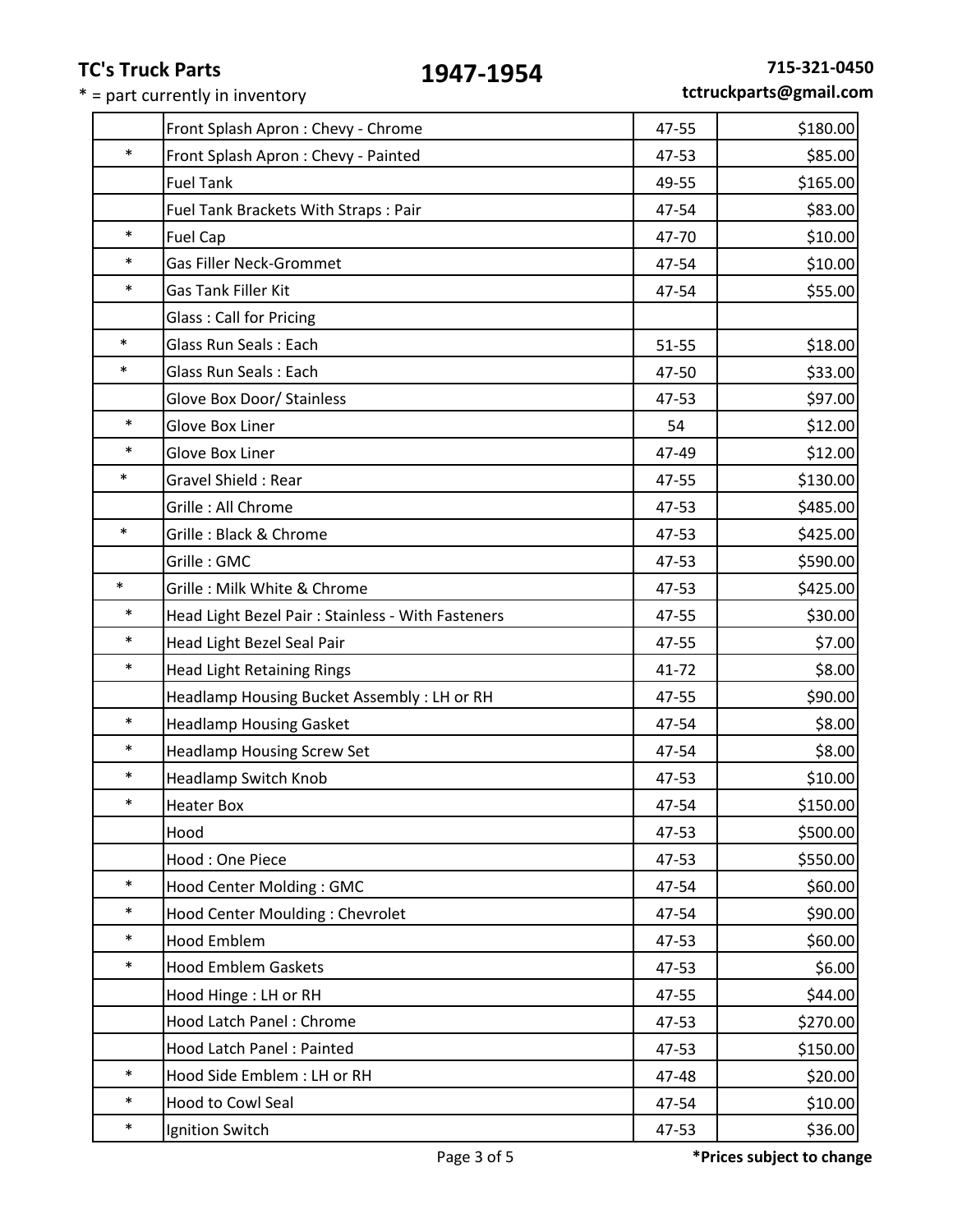**TC's Truck Parts**

\* = part currently in inventory

# 1947-1954

**715-321-0450**
**tctruckparts@gmail.com**

| | | | |
|---|---|---|---|
| | Front Splash Apron : Chevy - Chrome | 47-55 | $180.00 |
| * | Front Splash Apron : Chevy - Painted | 47-53 | $85.00 |
| | Fuel Tank | 49-55 | $165.00 |
| | Fuel Tank Brackets With Straps : Pair | 47-54 | $83.00 |
| * | Fuel Cap | 47-70 | $10.00 |
| * | Gas Filler Neck-Grommet | 47-54 | $10.00 |
| * | Gas Tank Filler Kit | 47-54 | $55.00 |
| | Glass : Call for Pricing | | |
| * | Glass Run Seals : Each | 51-55 | $18.00 |
| * | Glass Run Seals : Each | 47-50 | $33.00 |
| | Glove Box Door/ Stainless | 47-53 | $97.00 |
| * | Glove Box Liner | 54 | $12.00 |
| * | Glove Box Liner | 47-49 | $12.00 |
| * | Gravel Shield : Rear | 47-55 | $130.00 |
| | Grille : All Chrome | 47-53 | $485.00 |
| * | Grille : Black & Chrome | 47-53 | $425.00 |
| | Grille : GMC | 47-53 | $590.00 |
| * | Grille : Milk White & Chrome | 47-53 | $425.00 |
| * | Head Light Bezel Pair : Stainless - With Fasteners | 47-55 | $30.00 |
| * | Head Light Bezel Seal Pair | 47-55 | $7.00 |
| * | Head Light Retaining Rings | 41-72 | $8.00 |
| | Headlamp Housing Bucket Assembly : LH or RH | 47-55 | $90.00 |
| * | Headlamp Housing Gasket | 47-54 | $8.00 |
| * | Headlamp Housing Screw Set | 47-54 | $8.00 |
| * | Headlamp Switch Knob | 47-53 | $10.00 |
| * | Heater Box | 47-54 | $150.00 |
| | Hood | 47-53 | $500.00 |
| | Hood : One Piece | 47-53 | $550.00 |
| * | Hood Center Molding : GMC | 47-54 | $60.00 |
| * | Hood Center Moulding : Chevrolet | 47-54 | $90.00 |
| * | Hood Emblem | 47-53 | $60.00 |
| * | Hood Emblem Gaskets | 47-53 | $6.00 |
| | Hood Hinge : LH or RH | 47-55 | $44.00 |
| | Hood Latch Panel : Chrome | 47-53 | $270.00 |
| | Hood Latch Panel : Painted | 47-53 | $150.00 |
| * | Hood Side Emblem : LH or RH | 47-48 | $20.00 |
| * | Hood to Cowl Seal | 47-54 | $10.00 |
| * | Ignition Switch | 47-53 | $36.00 |

**\*Prices subject to change**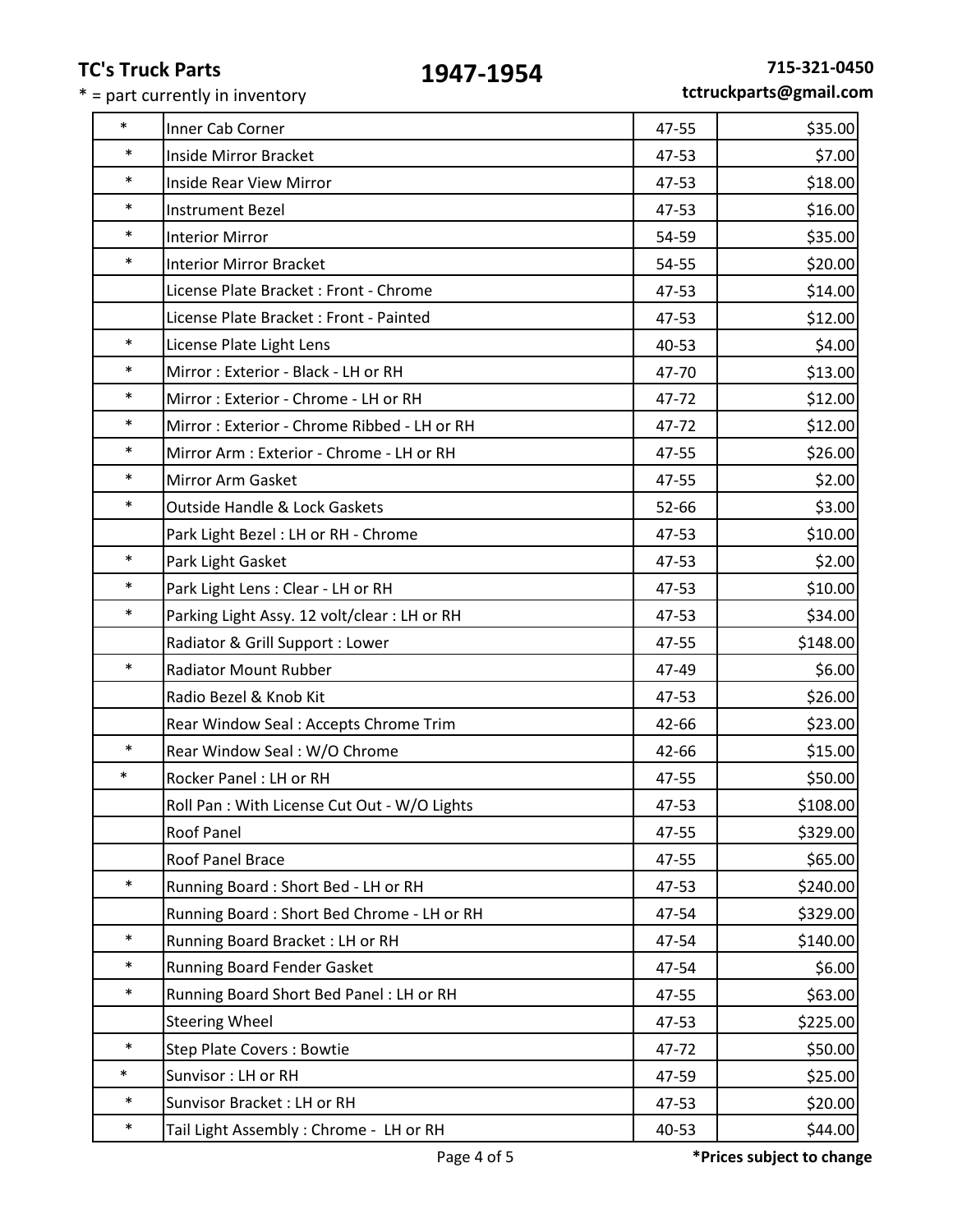**TC's Truck Parts**

* = part currently in inventory

# 1947-1954

**715-321-0450**
**tctruckparts@gmail.com**

| | | | |
|---|---|---|---|
| * | Inner Cab Corner | 47-55 | $35.00 |
| * | Inside Mirror Bracket | 47-53 | $7.00 |
| * | Inside Rear View Mirror | 47-53 | $18.00 |
| * | Instrument Bezel | 47-53 | $16.00 |
| * | Interior Mirror | 54-59 | $35.00 |
| * | Interior Mirror Bracket | 54-55 | $20.00 |
| | License Plate Bracket : Front - Chrome | 47-53 | $14.00 |
| | License Plate Bracket : Front - Painted | 47-53 | $12.00 |
| * | License Plate Light Lens | 40-53 | $4.00 |
| * | Mirror : Exterior - Black - LH or RH | 47-70 | $13.00 |
| * | Mirror : Exterior - Chrome - LH or RH | 47-72 | $12.00 |
| * | Mirror : Exterior - Chrome Ribbed - LH or RH | 47-72 | $12.00 |
| * | Mirror Arm : Exterior - Chrome - LH or RH | 47-55 | $26.00 |
| * | Mirror Arm Gasket | 47-55 | $2.00 |
| * | Outside Handle & Lock Gaskets | 52-66 | $3.00 |
| | Park Light Bezel : LH or RH - Chrome | 47-53 | $10.00 |
| * | Park Light Gasket | 47-53 | $2.00 |
| * | Park Light Lens : Clear - LH or RH | 47-53 | $10.00 |
| * | Parking Light Assy. 12 volt/clear : LH or RH | 47-53 | $34.00 |
| | Radiator & Grill Support : Lower | 47-55 | $148.00 |
| * | Radiator Mount Rubber | 47-49 | $6.00 |
| | Radio Bezel & Knob Kit | 47-53 | $26.00 |
| | Rear Window Seal : Accepts Chrome Trim | 42-66 | $23.00 |
| * | Rear Window Seal : W/O Chrome | 42-66 | $15.00 |
| * | Rocker Panel : LH or RH | 47-55 | $50.00 |
| | Roll Pan : With License Cut Out - W/O Lights | 47-53 | $108.00 |
| | Roof Panel | 47-55 | $329.00 |
| | Roof Panel Brace | 47-55 | $65.00 |
| * | Running Board : Short Bed - LH or RH | 47-53 | $240.00 |
| | Running Board : Short Bed Chrome - LH or RH | 47-54 | $329.00 |
| * | Running Board Bracket : LH or RH | 47-54 | $140.00 |
| * | Running Board Fender Gasket | 47-54 | $6.00 |
| * | Running Board Short Bed Panel : LH or RH | 47-55 | $63.00 |
| | Steering Wheel | 47-53 | $225.00 |
| * | Step Plate Covers : Bowtie | 47-72 | $50.00 |
| * | Sunvisor : LH or RH | 47-59 | $25.00 |
| * | Sunvisor Bracket : LH or RH | 47-53 | $20.00 |
| * | Tail Light Assembly : Chrome - LH or RH | 40-53 | $44.00 |

***Prices subject to change**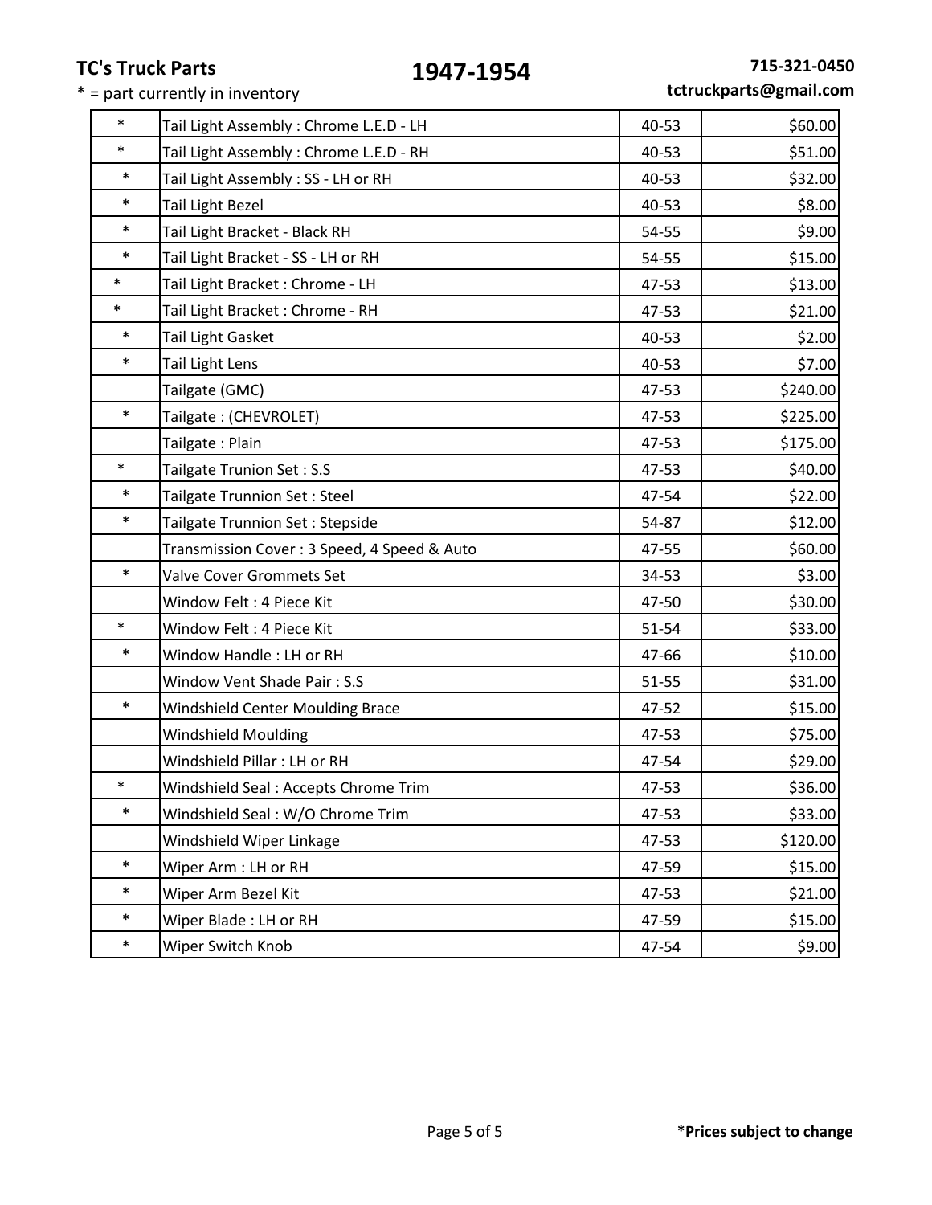**TC's Truck Parts**

# 1947-1954

715-321-0450
tctruckparts@gmail.com

* = part currently in inventory

| | | | |
|---|---|---|---|
| * | Tail Light Assembly : Chrome L.E.D - LH | 40-53 | $60.00 |
| * | Tail Light Assembly : Chrome L.E.D - RH | 40-53 | $51.00 |
| * | Tail Light Assembly : SS - LH or RH | 40-53 | $32.00 |
| * | Tail Light Bezel | 40-53 | $8.00 |
| * | Tail Light Bracket - Black RH | 54-55 | $9.00 |
| * | Tail Light Bracket - SS - LH or RH | 54-55 | $15.00 |
| * | Tail Light Bracket : Chrome - LH | 47-53 | $13.00 |
| * | Tail Light Bracket : Chrome - RH | 47-53 | $21.00 |
| * | Tail Light Gasket | 40-53 | $2.00 |
| * | Tail Light Lens | 40-53 | $7.00 |
| | Tailgate (GMC) | 47-53 | $240.00 |
| * | Tailgate : (CHEVROLET) | 47-53 | $225.00 |
| | Tailgate : Plain | 47-53 | $175.00 |
| * | Tailgate Trunion Set : S.S | 47-53 | $40.00 |
| * | Tailgate Trunnion Set : Steel | 47-54 | $22.00 |
| * | Tailgate Trunnion Set : Stepside | 54-87 | $12.00 |
| | Transmission Cover : 3 Speed, 4 Speed & Auto | 47-55 | $60.00 |
| * | Valve Cover Grommets Set | 34-53 | $3.00 |
| | Window Felt : 4 Piece Kit | 47-50 | $30.00 |
| * | Window Felt : 4 Piece Kit | 51-54 | $33.00 |
| * | Window Handle : LH or RH | 47-66 | $10.00 |
| | Window Vent Shade Pair : S.S | 51-55 | $31.00 |
| * | Windshield Center Moulding Brace | 47-52 | $15.00 |
| | Windshield Moulding | 47-53 | $75.00 |
| | Windshield Pillar : LH or RH | 47-54 | $29.00 |
| * | Windshield Seal : Accepts Chrome Trim | 47-53 | $36.00 |
| * | Windshield Seal : W/O Chrome Trim | 47-53 | $33.00 |
| | Windshield Wiper Linkage | 47-53 | $120.00 |
| * | Wiper Arm : LH or RH | 47-59 | $15.00 |
| * | Wiper Arm Bezel Kit | 47-53 | $21.00 |
| * | Wiper Blade : LH or RH | 47-59 | $15.00 |
| * | Wiper Switch Knob | 47-54 | $9.00 |

**\*Prices subject to change**